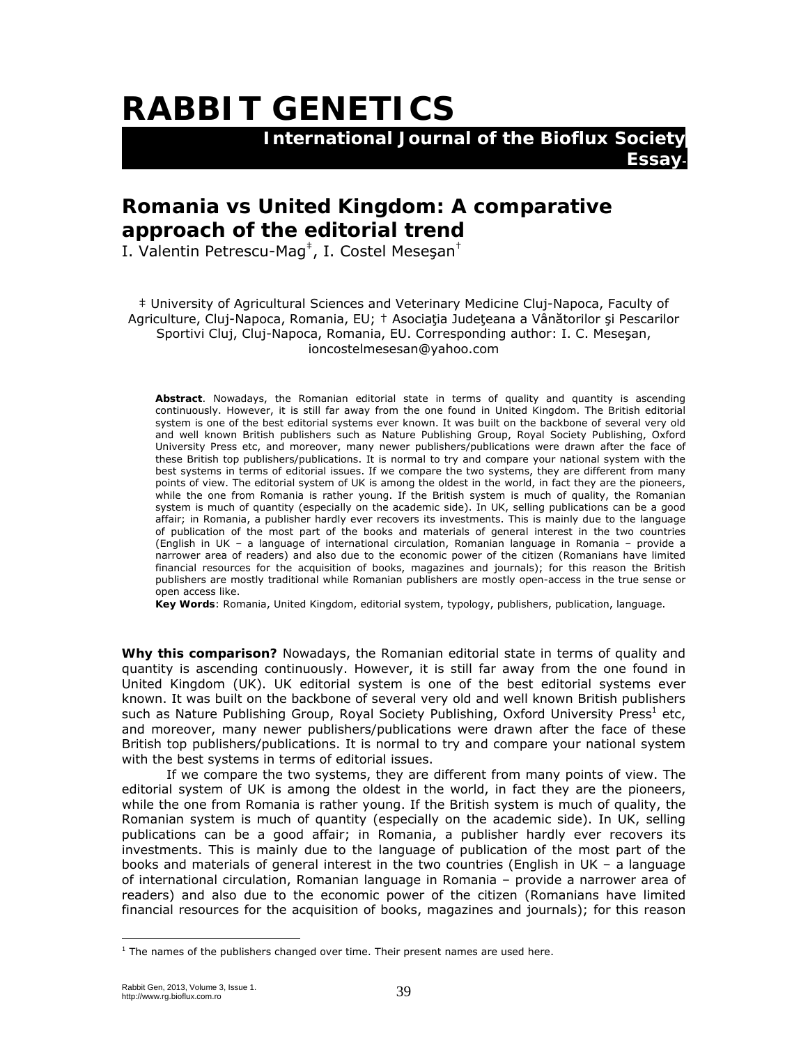# RABBIT GENETICS

**International Journal of the Bioflux Society**
**Essay**

## Romania vs United Kingdom: A comparative approach of the editorial trend

I. Valentin Petrescu-Mag[‡], I. Costel Meseşan[†]

‡ University of Agricultural Sciences and Veterinary Medicine Cluj-Napoca, Faculty of Agriculture, Cluj-Napoca, Romania, EU; † Asociaţia Judeţeana a Vânătorilor şi Pescarilor Sportivi Cluj, Cluj-Napoca, Romania, EU. Corresponding author: I. C. Meseşan, ioncostelmesesan@yahoo.com

**Abstract**. Nowadays, the Romanian editorial state in terms of quality and quantity is ascending continuously. However, it is still far away from the one found in United Kingdom. The British editorial system is one of the best editorial systems ever known. It was built on the backbone of several very old and well known British publishers such as Nature Publishing Group, Royal Society Publishing, Oxford University Press etc, and moreover, many newer publishers/publications were drawn after the face of these British top publishers/publications. It is normal to try and compare your national system with the best systems in terms of editorial issues. If we compare the two systems, they are different from many points of view. The editorial system of UK is among the oldest in the world, in fact they are the pioneers, while the one from Romania is rather young. If the British system is much of quality, the Romanian system is much of quantity (especially on the academic side). In UK, selling publications can be a good affair; in Romania, a publisher hardly ever recovers its investments. This is mainly due to the language of publication of the most part of the books and materials of general interest in the two countries (English in UK – a language of international circulation, Romanian language in Romania – provide a narrower area of readers) and also due to the economic power of the citizen (Romanians have limited financial resources for the acquisition of books, magazines and journals); for this reason the British publishers are mostly traditional while Romanian publishers are mostly open-access in the true sense or open access like.
**Key Words**: Romania, United Kingdom, editorial system, typology, publishers, publication, language.

**Why this comparison?** Nowadays, the Romanian editorial state in terms of quality and quantity is ascending continuously. However, it is still far away from the one found in United Kingdom (UK). UK editorial system is one of the best editorial systems ever known. It was built on the backbone of several very old and well known British publishers such as Nature Publishing Group, Royal Society Publishing, Oxford University Press[1] etc, and moreover, many newer publishers/publications were drawn after the face of these British top publishers/publications. It is normal to try and compare your national system with the best systems in terms of editorial issues.

If we compare the two systems, they are different from many points of view. The editorial system of UK is among the oldest in the world, in fact they are the pioneers, while the one from Romania is rather young. If the British system is much of quality, the Romanian system is much of quantity (especially on the academic side). In UK, selling publications can be a good affair; in Romania, a publisher hardly ever recovers its investments. This is mainly due to the language of publication of the most part of the books and materials of general interest in the two countries (English in UK – a language of international circulation, Romanian language in Romania – provide a narrower area of readers) and also due to the economic power of the citizen (Romanians have limited financial resources for the acquisition of books, magazines and journals); for this reason

[1] The names of the publishers changed over time. Their present names are used here.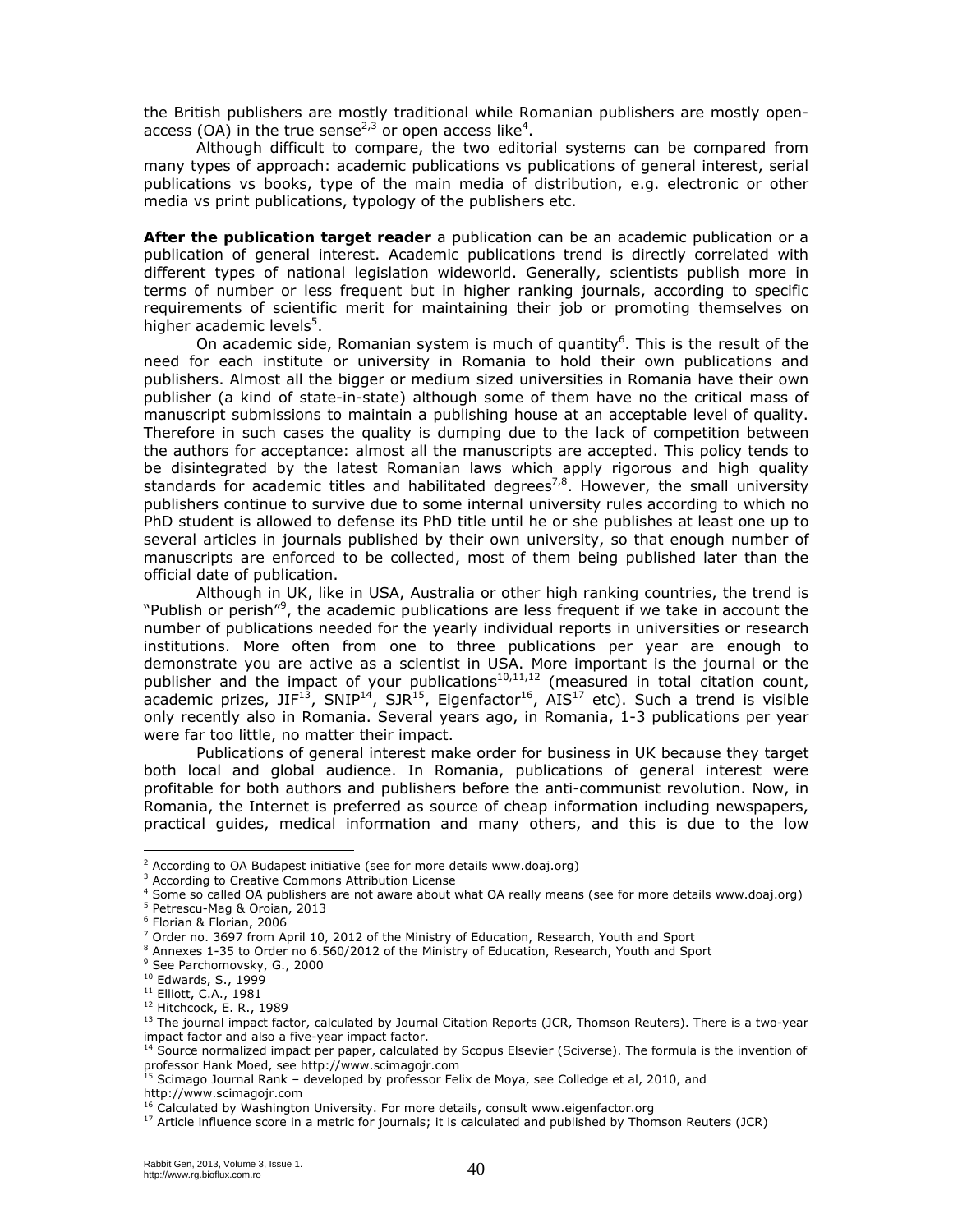the British publishers are mostly traditional while Romanian publishers are mostly open-access (OA) in the true sense[2,3] or open access like[4].

Although difficult to compare, the two editorial systems can be compared from many types of approach: academic publications vs publications of general interest, serial publications vs books, type of the main media of distribution, e.g. electronic or other media vs print publications, typology of the publishers etc.

**After the publication target reader** a publication can be an academic publication or a publication of general interest. Academic publications trend is directly correlated with different types of national legislation wideworld. Generally, scientists publish more in terms of number or less frequent but in higher ranking journals, according to specific requirements of scientific merit for maintaining their job or promoting themselves on higher academic levels[5].

On academic side, Romanian system is much of quantity[6]. This is the result of the need for each institute or university in Romania to hold their own publications and publishers. Almost all the bigger or medium sized universities in Romania have their own publisher (a kind of state-in-state) although some of them have no the critical mass of manuscript submissions to maintain a publishing house at an acceptable level of quality. Therefore in such cases the quality is dumping due to the lack of competition between the authors for acceptance: almost all the manuscripts are accepted. This policy tends to be disintegrated by the latest Romanian laws which apply rigorous and high quality standards for academic titles and habilitated degrees[7,8]. However, the small university publishers continue to survive due to some internal university rules according to which no PhD student is allowed to defense its PhD title until he or she publishes at least one up to several articles in journals published by their own university, so that enough number of manuscripts are enforced to be collected, most of them being published later than the official date of publication.

Although in UK, like in USA, Australia or other high ranking countries, the trend is "Publish or perish"[9], the academic publications are less frequent if we take in account the number of publications needed for the yearly individual reports in universities or research institutions. More often from one to three publications per year are enough to demonstrate you are active as a scientist in USA. More important is the journal or the publisher and the impact of your publications[10,11,12] (measured in total citation count, academic prizes, JIF[13], SNIP[14], SJR[15], Eigenfactor[16], AIS[17] etc). Such a trend is visible only recently also in Romania. Several years ago, in Romania, 1-3 publications per year were far too little, no matter their impact.

Publications of general interest make order for business in UK because they target both local and global audience. In Romania, publications of general interest were profitable for both authors and publishers before the anti-communist revolution. Now, in Romania, the Internet is preferred as source of cheap information including newspapers, practical guides, medical information and many others, and this is due to the low

---

[2] According to OA Budapest initiative (see for more details www.doaj.org)

[3] According to Creative Commons Attribution License

[4] Some so called OA publishers are not aware about what OA really means (see for more details www.doaj.org)

[5] Petrescu-Mag & Oroian, 2013

[6] Florian & Florian, 2006

[7] Order no. 3697 from April 10, 2012 of the Ministry of Education, Research, Youth and Sport

[8] Annexes 1-35 to Order no 6.560/2012 of the Ministry of Education, Research, Youth and Sport

[9] See Parchomovsky, G., 2000

[10] Edwards, S., 1999

[11] Elliott, C.A., 1981

[12] Hitchcock, E. R., 1989

[13] The journal impact factor, calculated by Journal Citation Reports (JCR, Thomson Reuters). There is a two-year impact factor and also a five-year impact factor.

[14] Source normalized impact per paper, calculated by Scopus Elsevier (Sciverse). The formula is the invention of professor Hank Moed, see http://www.scimagojr.com

[15] Scimago Journal Rank – developed by professor Felix de Moya, see Colledge et al, 2010, and http://www.scimagojr.com

[16] Calculated by Washington University. For more details, consult www.eigenfactor.org

[17] Article influence score in a metric for journals; it is calculated and published by Thomson Reuters (JCR)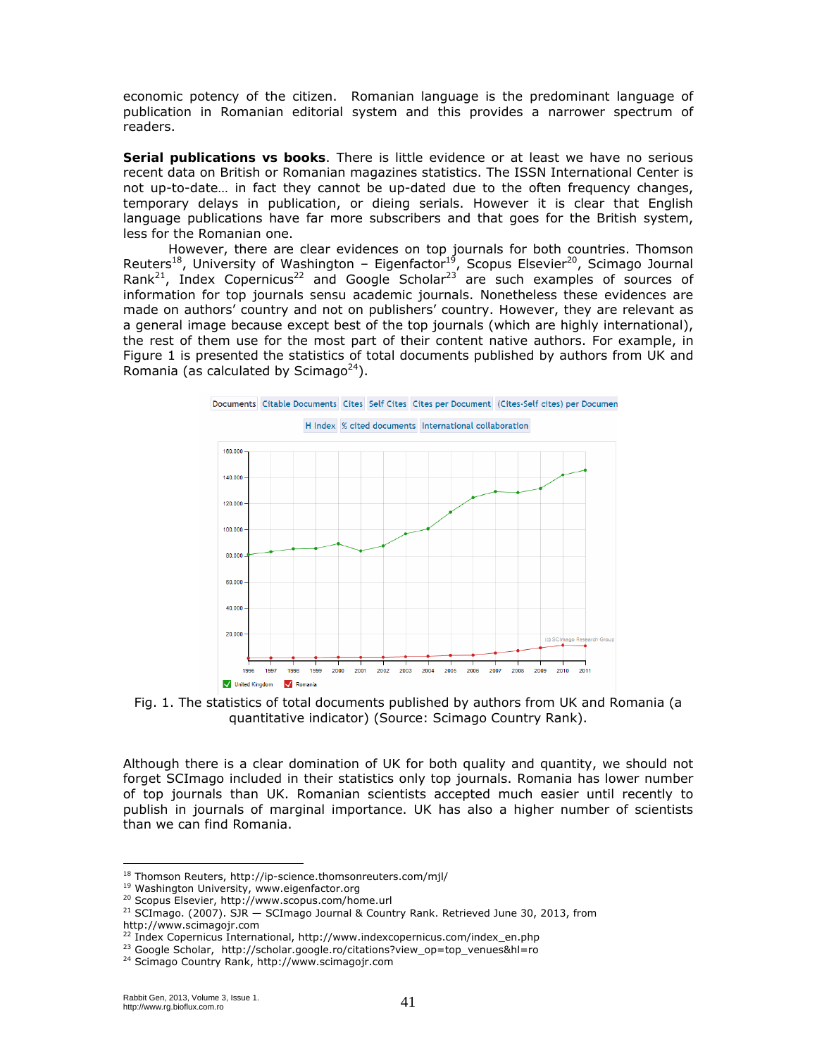economic potency of the citizen. Romanian language is the predominant language of publication in Romanian editorial system and this provides a narrower spectrum of readers.

**Serial publications vs books**. There is little evidence or at least we have no serious recent data on British or Romanian magazines statistics. The ISSN International Center is not up-to-date… in fact they cannot be up-dated due to the often frequency changes, temporary delays in publication, or dieing serials. However it is clear that English language publications have far more subscribers and that goes for the British system, less for the Romanian one.

However, there are clear evidences on top journals for both countries. Thomson Reuters[18], University of Washington – Eigenfactor[19], Scopus Elsevier[20], Scimago Journal Rank[21], Index Copernicus[22] and Google Scholar[23] are such examples of sources of information for top journals sensu academic journals. Nonetheless these evidences are made on authors' country and not on publishers' country. However, they are relevant as a general image because except best of the top journals (which are highly international), the rest of them use for the most part of their content native authors. For example, in Figure 1 is presented the statistics of total documents published by authors from UK and Romania (as calculated by Scimago[24]).

Fig. 1. The statistics of total documents published by authors from UK and Romania (a quantitative indicator) (Source: Scimago Country Rank).

Although there is a clear domination of UK for both quality and quantity, we should not forget SCImago included in their statistics only top journals. Romania has lower number of top journals than UK. Romanian scientists accepted much easier until recently to publish in journals of marginal importance. UK has also a higher number of scientists than we can find Romania.

---

[18] Thomson Reuters, http://ip-science.thomsonreuters.com/mjl/
[19] Washington University, www.eigenfactor.org
[20] Scopus Elsevier, http://www.scopus.com/home.url
[21] SCImago. (2007). SJR — SCImago Journal & Country Rank. Retrieved June 30, 2013, from http://www.scimagojr.com
[22] Index Copernicus International, http://www.indexcopernicus.com/index_en.php
[23] Google Scholar, http://scholar.google.ro/citations?view_op=top_venues&hl=ro
[24] Scimago Country Rank, http://www.scimagojr.com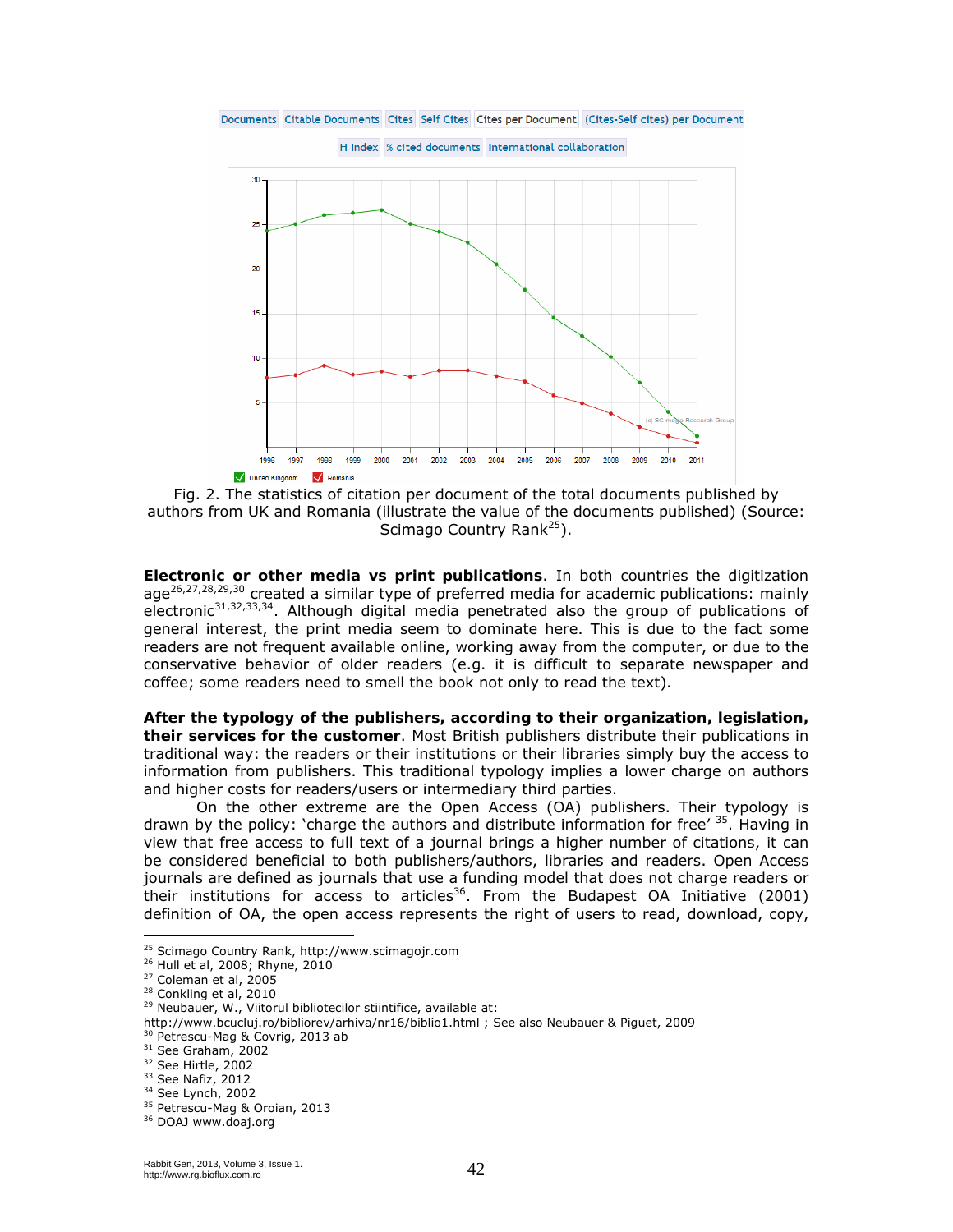Fig. 2. The statistics of citation per document of the total documents published by authors from UK and Romania (illustrate the value of the documents published) (Source: Scimago Country Rank[25]).

**Electronic or other media vs print publications**. In both countries the digitization age[26,27,28,29,30] created a similar type of preferred media for academic publications: mainly electronic[31,32,33,34]. Although digital media penetrated also the group of publications of general interest, the print media seem to dominate here. This is due to the fact some readers are not frequent available online, working away from the computer, or due to the conservative behavior of older readers (e.g. it is difficult to separate newspaper and coffee; some readers need to smell the book not only to read the text).

**After the typology of the publishers, according to their organization, legislation, their services for the customer**. Most British publishers distribute their publications in traditional way: the readers or their institutions or their libraries simply buy the access to information from publishers. This traditional typology implies a lower charge on authors and higher costs for readers/users or intermediary third parties.

On the other extreme are the Open Access (OA) publishers. Their typology is drawn by the policy: 'charge the authors and distribute information for free' [35]. Having in view that free access to full text of a journal brings a higher number of citations, it can be considered beneficial to both publishers/authors, libraries and readers. Open Access journals are defined as journals that use a funding model that does not charge readers or their institutions for access to articles[36]. From the Budapest OA Initiative (2001) definition of OA, the open access represents the right of users to read, download, copy,

---

[25] Scimago Country Rank, http://www.scimagojr.com
[26] Hull et al, 2008; Rhyne, 2010
[27] Coleman et al, 2005
[28] Conkling et al, 2010
[29] Neubauer, W., Viitorul bibliotecilor stiintifice, available at: http://www.bcucluj.ro/bibliorev/arhiva/nr16/biblio1.html ; See also Neubauer & Piguet, 2009
[30] Petrescu-Mag & Covrig, 2013 ab
[31] See Graham, 2002
[32] See Hirtle, 2002
[33] See Nafiz, 2012
[34] See Lynch, 2002
[35] Petrescu-Mag & Oroian, 2013
[36] DOAJ www.doaj.org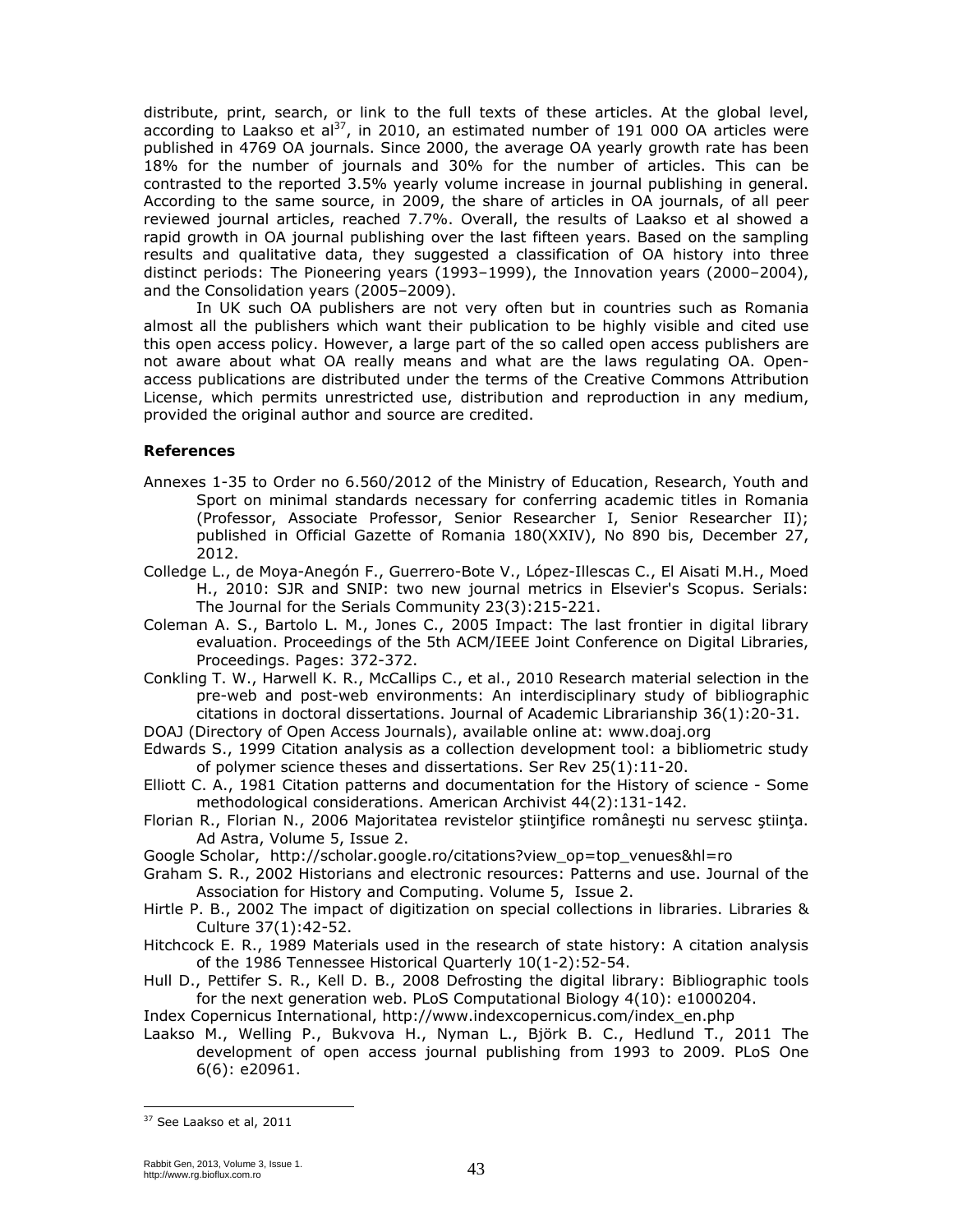distribute, print, search, or link to the full texts of these articles. At the global level, according to Laakso et al[37], in 2010, an estimated number of 191 000 OA articles were published in 4769 OA journals. Since 2000, the average OA yearly growth rate has been 18% for the number of journals and 30% for the number of articles. This can be contrasted to the reported 3.5% yearly volume increase in journal publishing in general. According to the same source, in 2009, the share of articles in OA journals, of all peer reviewed journal articles, reached 7.7%. Overall, the results of Laakso et al showed a rapid growth in OA journal publishing over the last fifteen years. Based on the sampling results and qualitative data, they suggested a classification of OA history into three distinct periods: The Pioneering years (1993–1999), the Innovation years (2000–2004), and the Consolidation years (2005–2009).

In UK such OA publishers are not very often but in countries such as Romania almost all the publishers which want their publication to be highly visible and cited use this open access policy. However, a large part of the so called open access publishers are not aware about what OA really means and what are the laws regulating OA. Open-access publications are distributed under the terms of the Creative Commons Attribution License, which permits unrestricted use, distribution and reproduction in any medium, provided the original author and source are credited.

**References**

Annexes 1-35 to Order no 6.560/2012 of the Ministry of Education, Research, Youth and Sport on minimal standards necessary for conferring academic titles in Romania (Professor, Associate Professor, Senior Researcher I, Senior Researcher II); published in Official Gazette of Romania 180(XXIV), No 890 bis, December 27, 2012.

Colledge L., de Moya-Anegón F., Guerrero-Bote V., López-Illescas C., El Aisati M.H., Moed H., 2010: SJR and SNIP: two new journal metrics in Elsevier's Scopus. Serials: The Journal for the Serials Community 23(3):215-221.

Coleman A. S., Bartolo L. M., Jones C., 2005 Impact: The last frontier in digital library evaluation. Proceedings of the 5th ACM/IEEE Joint Conference on Digital Libraries, Proceedings. Pages: 372-372.

Conkling T. W., Harwell K. R., McCallips C., et al., 2010 Research material selection in the pre-web and post-web environments: An interdisciplinary study of bibliographic citations in doctoral dissertations. Journal of Academic Librarianship 36(1):20-31.

DOAJ (Directory of Open Access Journals), available online at: www.doaj.org

Edwards S., 1999 Citation analysis as a collection development tool: a bibliometric study of polymer science theses and dissertations. Ser Rev 25(1):11-20.

Elliott C. A., 1981 Citation patterns and documentation for the History of science - Some methodological considerations. American Archivist 44(2):131-142.

Florian R., Florian N., 2006 Majoritatea revistelor ştiinţifice româneşti nu servesc ştiinţa. Ad Astra, Volume 5, Issue 2.

Google Scholar, http://scholar.google.ro/citations?view_op=top_venues&hl=ro

Graham S. R., 2002 Historians and electronic resources: Patterns and use. Journal of the Association for History and Computing. Volume 5, Issue 2.

Hirtle P. B., 2002 The impact of digitization on special collections in libraries. Libraries & Culture 37(1):42-52.

Hitchcock E. R., 1989 Materials used in the research of state history: A citation analysis of the 1986 Tennessee Historical Quarterly 10(1-2):52-54.

Hull D., Pettifer S. R., Kell D. B., 2008 Defrosting the digital library: Bibliographic tools for the next generation web. PLoS Computational Biology 4(10): e1000204.

Index Copernicus International, http://www.indexcopernicus.com/index_en.php

Laakso M., Welling P., Bukvova H., Nyman L., Björk B. C., Hedlund T., 2011 The development of open access journal publishing from 1993 to 2009. PLoS One 6(6): e20961.

[37] See Laakso et al, 2011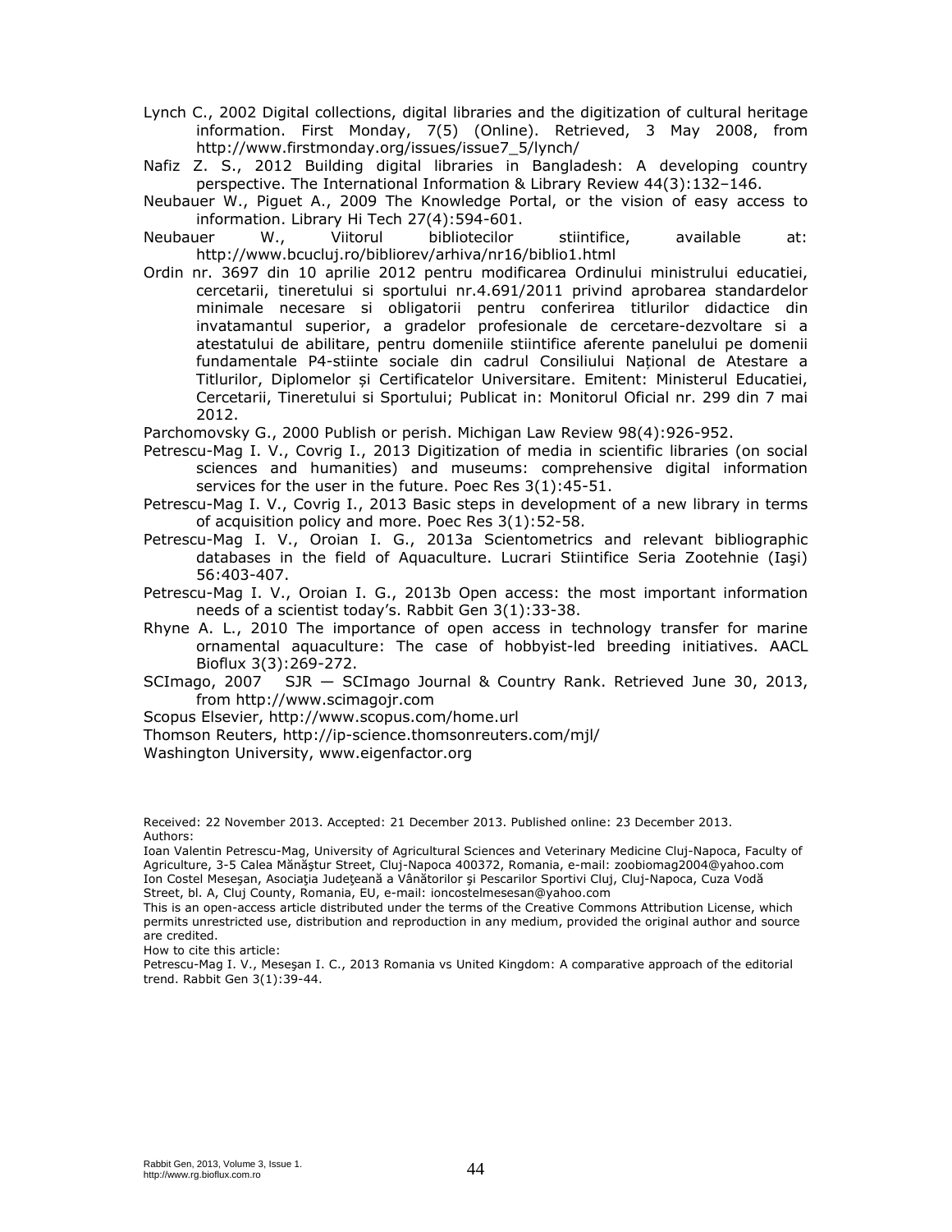Lynch C., 2002 Digital collections, digital libraries and the digitization of cultural heritage information. First Monday, 7(5) (Online). Retrieved, 3 May 2008, from http://www.firstmonday.org/issues/issue7_5/lynch/

Nafiz Z. S., 2012 Building digital libraries in Bangladesh: A developing country perspective. The International Information & Library Review 44(3):132–146.

Neubauer W., Piguet A., 2009 The Knowledge Portal, or the vision of easy access to information. Library Hi Tech 27(4):594-601.

Neubauer W., Viitorul bibliotecilor stiintifice, available at: http://www.bcucluj.ro/bibliorev/arhiva/nr16/biblio1.html

Ordin nr. 3697 din 10 aprilie 2012 pentru modificarea Ordinului ministrului educatiei, cercetarii, tineretului si sportului nr.4.691/2011 privind aprobarea standardelor minimale necesare si obligatorii pentru conferirea titlurilor didactice din invatamantul superior, a gradelor profesionale de cercetare-dezvoltare si a atestatului de abilitare, pentru domeniile stiintifice aferente panelului pe domenii fundamentale P4-stiinte sociale din cadrul Consiliului Național de Atestare a Titlurilor, Diplomelor și Certificatelor Universitare. Emitent: Ministerul Educatiei, Cercetarii, Tineretului si Sportului; Publicat in: Monitorul Oficial nr. 299 din 7 mai 2012.

Parchomovsky G., 2000 Publish or perish. Michigan Law Review 98(4):926-952.

Petrescu-Mag I. V., Covrig I., 2013 Digitization of media in scientific libraries (on social sciences and humanities) and museums: comprehensive digital information services for the user in the future. Poec Res 3(1):45-51.

Petrescu-Mag I. V., Covrig I., 2013 Basic steps in development of a new library in terms of acquisition policy and more. Poec Res 3(1):52-58.

Petrescu-Mag I. V., Oroian I. G., 2013a Scientometrics and relevant bibliographic databases in the field of Aquaculture. Lucrari Stiintifice Seria Zootehnie (Iaşi) 56:403-407.

Petrescu-Mag I. V., Oroian I. G., 2013b Open access: the most important information needs of a scientist today's. Rabbit Gen 3(1):33-38.

Rhyne A. L., 2010 The importance of open access in technology transfer for marine ornamental aquaculture: The case of hobbyist-led breeding initiatives. AACL Bioflux 3(3):269-272.

SCImago, 2007 SJR — SCImago Journal & Country Rank. Retrieved June 30, 2013, from http://www.scimagojr.com

Scopus Elsevier, http://www.scopus.com/home.url

Thomson Reuters, http://ip-science.thomsonreuters.com/mjl/

Washington University, www.eigenfactor.org

Received: 22 November 2013. Accepted: 21 December 2013. Published online: 23 December 2013.
Authors:
Ioan Valentin Petrescu-Mag, University of Agricultural Sciences and Veterinary Medicine Cluj-Napoca, Faculty of Agriculture, 3-5 Calea Mănăştur Street, Cluj-Napoca 400372, Romania, e-mail: zoobiomag2004@yahoo.com
Ion Costel Meseşan, Asociaţia Judeţeană a Vânătorilor şi Pescarilor Sportivi Cluj, Cluj-Napoca, Cuza Vodă Street, bl. A, Cluj County, Romania, EU, e-mail: ioncostelmesesan@yahoo.com
This is an open-access article distributed under the terms of the Creative Commons Attribution License, which permits unrestricted use, distribution and reproduction in any medium, provided the original author and source are credited.
How to cite this article:
Petrescu-Mag I. V., Meseşan I. C., 2013 Romania vs United Kingdom: A comparative approach of the editorial trend. Rabbit Gen 3(1):39-44.